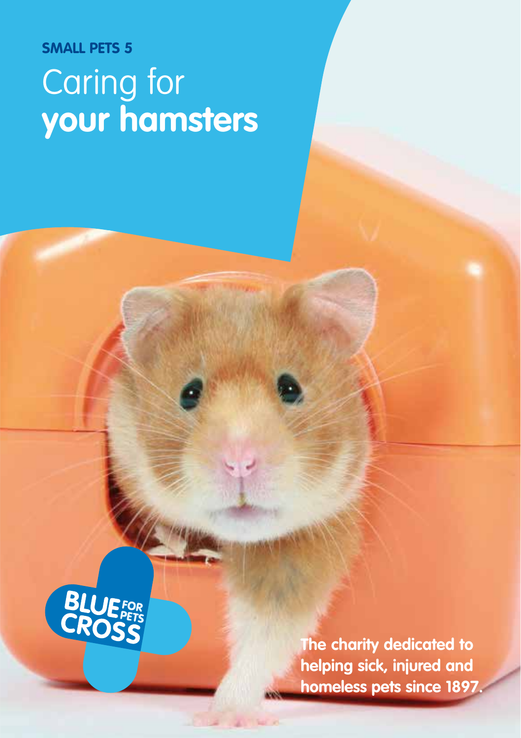**SMALL PETS 5**

# Caring for **your hamsters**

BLUE CROSS FOR PETS

**The charity dedicated to helping sick, injured and homeless pets since 1897.**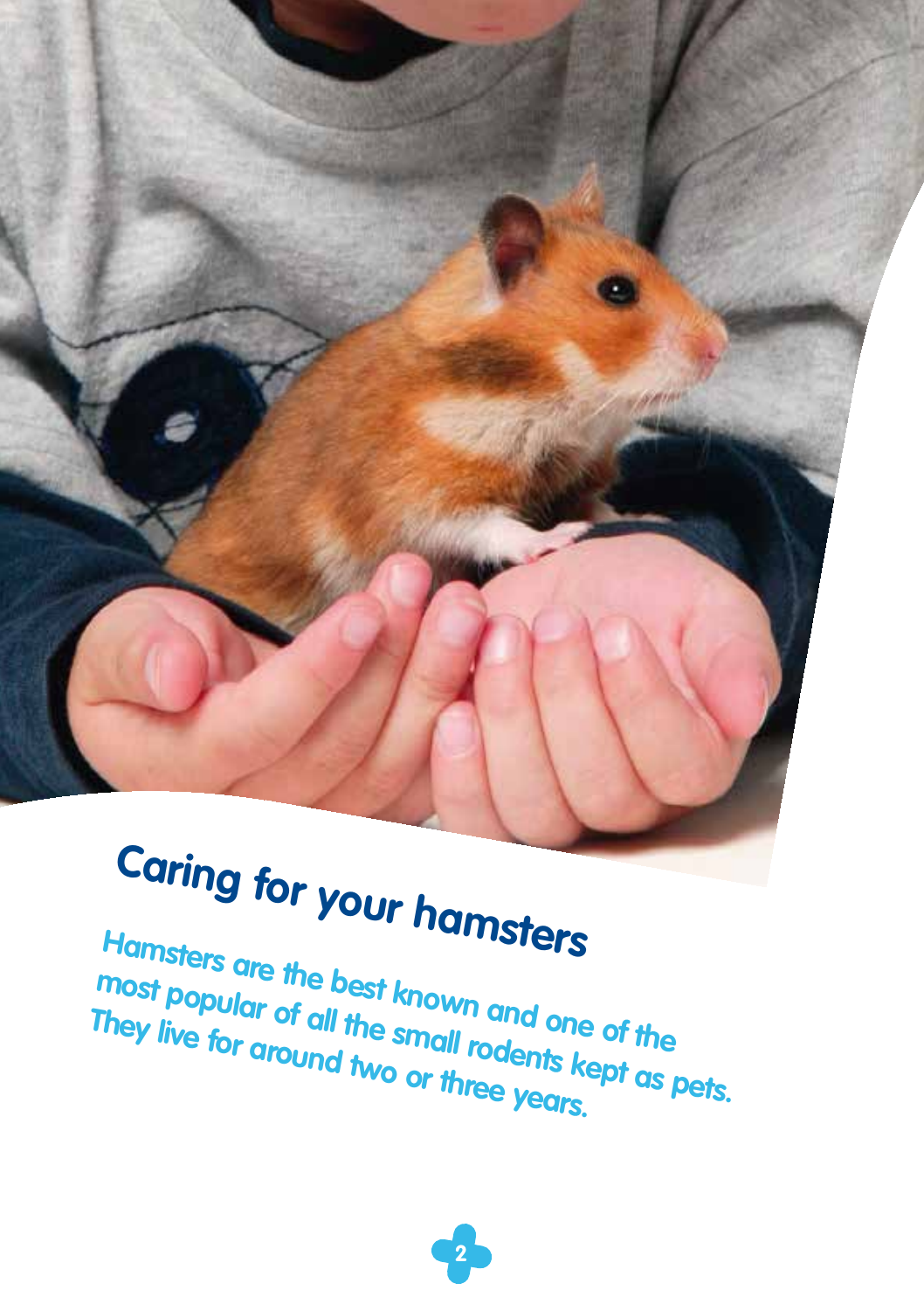# Caring for your hamsters

**Hamsters are the best known and one of the most popular of all the small rodents kept as pets. They live for around two or three years.**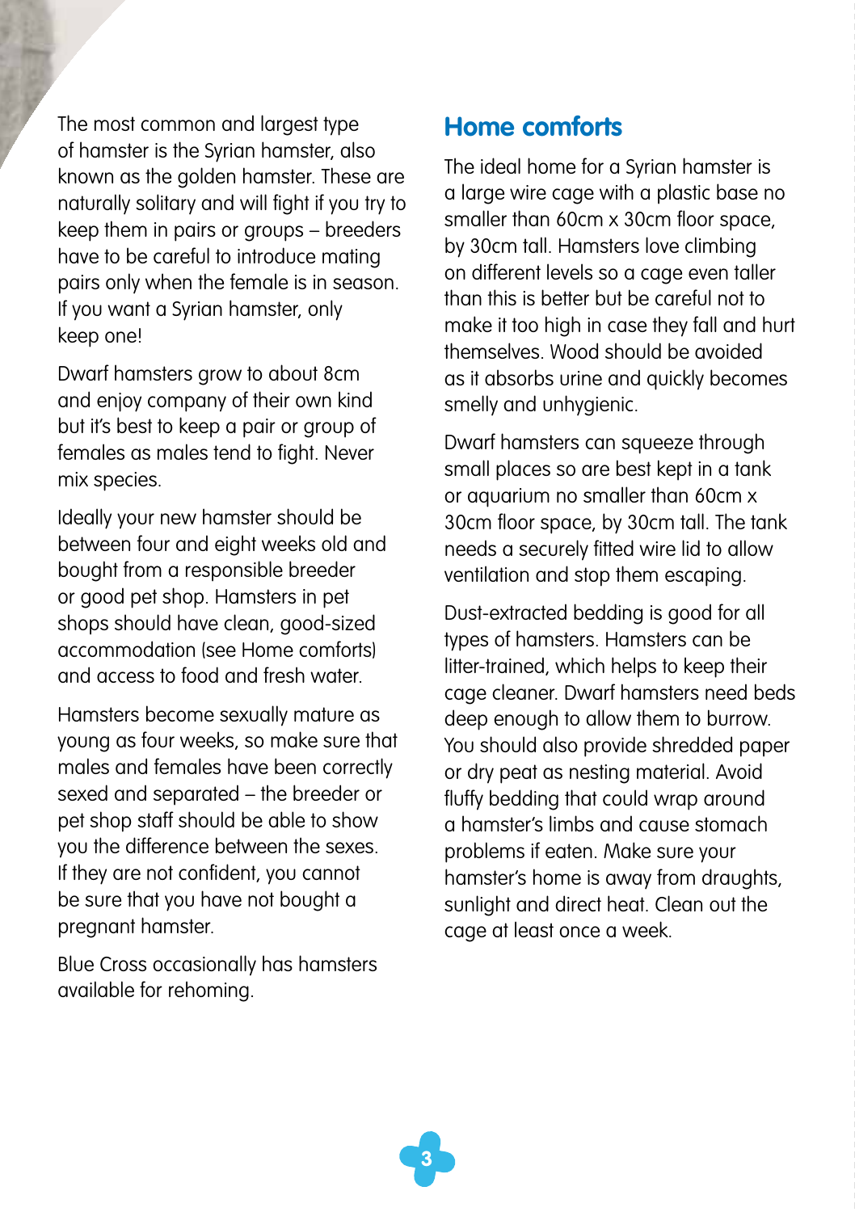The most common and largest type of hamster is the Syrian hamster, also known as the golden hamster. These are naturally solitary and will fight if you try to keep them in pairs or groups – breeders have to be careful to introduce mating pairs only when the female is in season. If you want a Syrian hamster, only keep one!

Dwarf hamsters grow to about 8cm and enjoy company of their own kind but it's best to keep a pair or group of females as males tend to fight. Never mix species.

Ideally your new hamster should be between four and eight weeks old and bought from a responsible breeder or good pet shop. Hamsters in pet shops should have clean, good-sized accommodation (see Home comforts) and access to food and fresh water.

Hamsters become sexually mature as young as four weeks, so make sure that males and females have been correctly sexed and separated – the breeder or pet shop staff should be able to show you the difference between the sexes. If they are not confident, you cannot be sure that you have not bought a pregnant hamster.

Blue Cross occasionally has hamsters available for rehoming.

## Home comforts

The ideal home for a Syrian hamster is a large wire cage with a plastic base no smaller than 60cm x 30cm floor space, by 30cm tall. Hamsters love climbing on different levels so a cage even taller than this is better but be careful not to make it too high in case they fall and hurt themselves. Wood should be avoided as it absorbs urine and quickly becomes smelly and unhygienic.

Dwarf hamsters can squeeze through small places so are best kept in a tank or aquarium no smaller than 60cm x 30cm floor space, by 30cm tall. The tank needs a securely fitted wire lid to allow ventilation and stop them escaping.

Dust-extracted bedding is good for all types of hamsters. Hamsters can be litter-trained, which helps to keep their cage cleaner. Dwarf hamsters need beds deep enough to allow them to burrow. You should also provide shredded paper or dry peat as nesting material. Avoid fluffy bedding that could wrap around a hamster's limbs and cause stomach problems if eaten. Make sure your hamster's home is away from draughts, sunlight and direct heat. Clean out the cage at least once a week.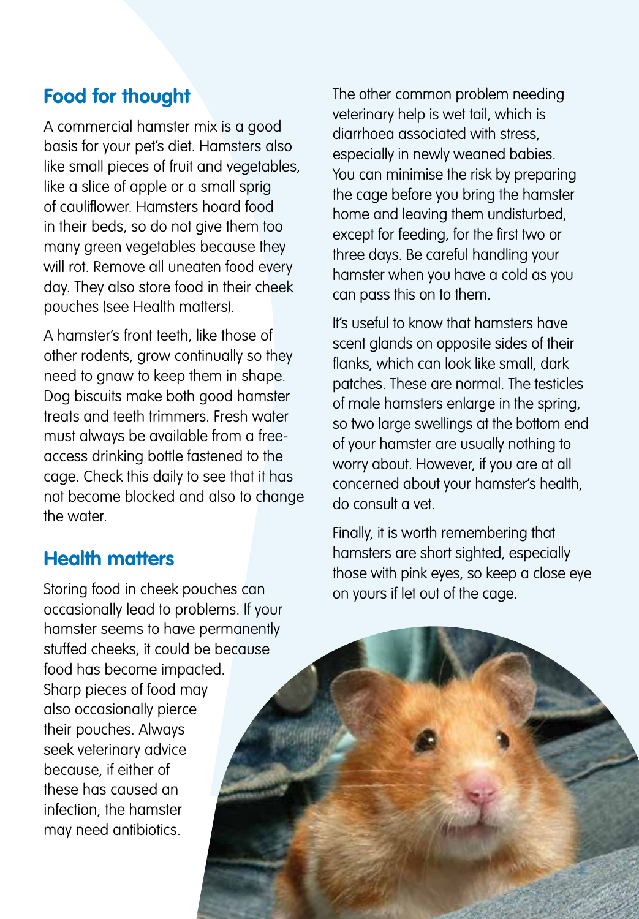## Food for thought

A commercial hamster mix is a good basis for your pet's diet. Hamsters also like small pieces of fruit and vegetables, like a slice of apple or a small sprig of cauliflower. Hamsters hoard food in their beds, so do not give them too many green vegetables because they will rot. Remove all uneaten food every day. They also store food in their cheek pouches (see Health matters).

A hamster's front teeth, like those of other rodents, grow continually so they need to gnaw to keep them in shape. Dog biscuits make both good hamster treats and teeth trimmers. Fresh water must always be available from a free-access drinking bottle fastened to the cage. Check this daily to see that it has not become blocked and also to change the water.

## Health matters

Storing food in cheek pouches can occasionally lead to problems. If your hamster seems to have permanently stuffed cheeks, it could be because food has become impacted. Sharp pieces of food may also occasionally pierce their pouches. Always seek veterinary advice because, if either of these has caused an infection, the hamster may need antibiotics.

The other common problem needing veterinary help is wet tail, which is diarrhoea associated with stress, especially in newly weaned babies. You can minimise the risk by preparing the cage before you bring the hamster home and leaving them undisturbed, except for feeding, for the first two or three days. Be careful handling your hamster when you have a cold as you can pass this on to them.

It's useful to know that hamsters have scent glands on opposite sides of their flanks, which can look like small, dark patches. These are normal. The testicles of male hamsters enlarge in the spring, so two large swellings at the bottom end of your hamster are usually nothing to worry about. However, if you are at all concerned about your hamster's health, do consult a vet.

Finally, it is worth remembering that hamsters are short sighted, especially those with pink eyes, so keep a close eye on yours if let out of the cage.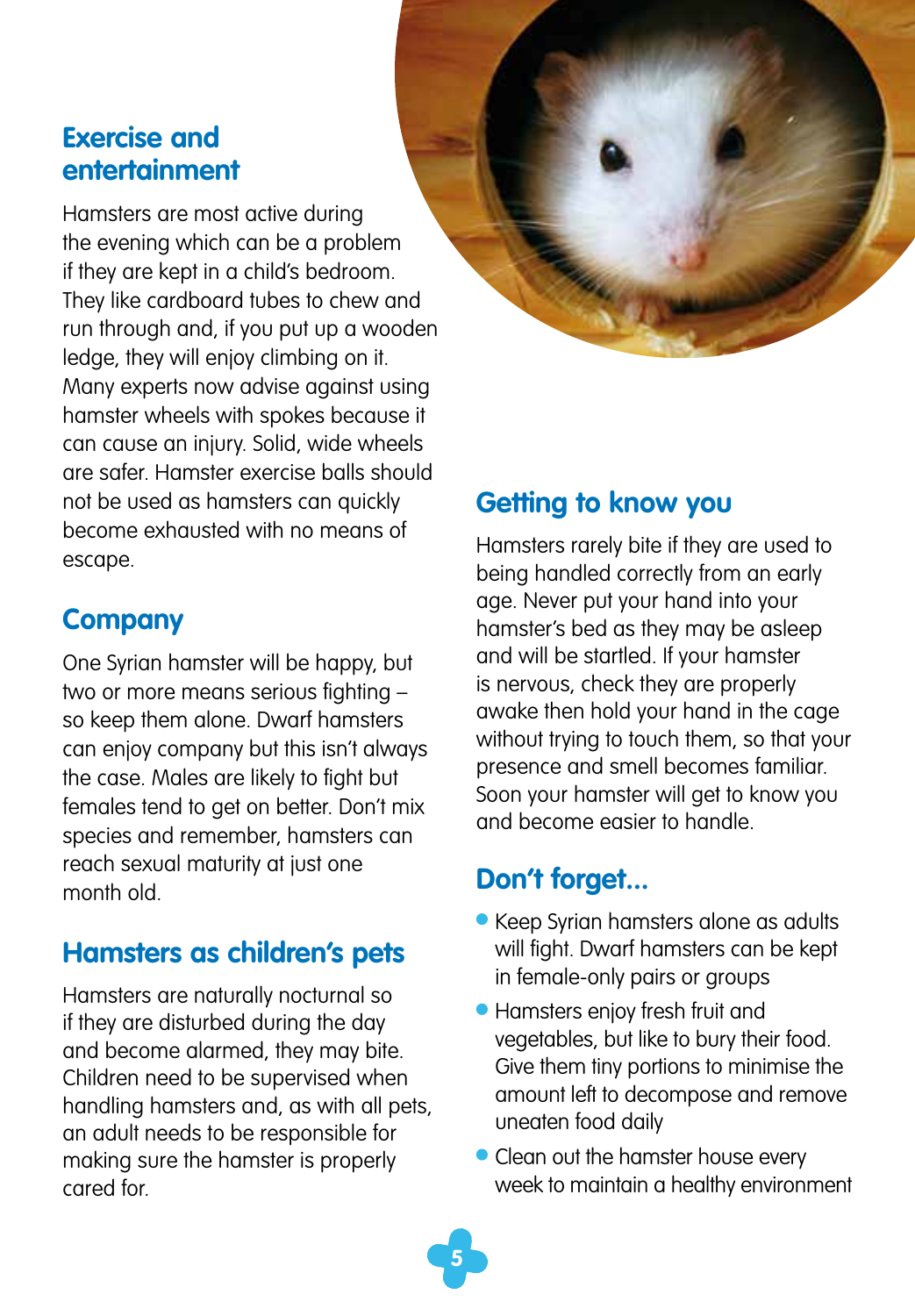## Exercise and entertainment

Hamsters are most active during the evening which can be a problem if they are kept in a child's bedroom. They like cardboard tubes to chew and run through and, if you put up a wooden ledge, they will enjoy climbing on it. Many experts now advise against using hamster wheels with spokes because it can cause an injury. Solid, wide wheels are safer. Hamster exercise balls should not be used as hamsters can quickly become exhausted with no means of escape.

## Company

One Syrian hamster will be happy, but two or more means serious fighting – so keep them alone. Dwarf hamsters can enjoy company but this isn't always the case. Males are likely to fight but females tend to get on better. Don't mix species and remember, hamsters can reach sexual maturity at just one month old.

## Hamsters as children's pets

Hamsters are naturally nocturnal so if they are disturbed during the day and become alarmed, they may bite. Children need to be supervised when handling hamsters and, as with all pets, an adult needs to be responsible for making sure the hamster is properly cared for.

## Getting to know you

Hamsters rarely bite if they are used to being handled correctly from an early age. Never put your hand into your hamster's bed as they may be asleep and will be startled. If your hamster is nervous, check they are properly awake then hold your hand in the cage without trying to touch them, so that your presence and smell becomes familiar. Soon your hamster will get to know you and become easier to handle.

## Don't forget...

- Keep Syrian hamsters alone as adults will fight. Dwarf hamsters can be kept in female-only pairs or groups
- Hamsters enjoy fresh fruit and vegetables, but like to bury their food. Give them tiny portions to minimise the amount left to decompose and remove uneaten food daily
- Clean out the hamster house every week to maintain a healthy environment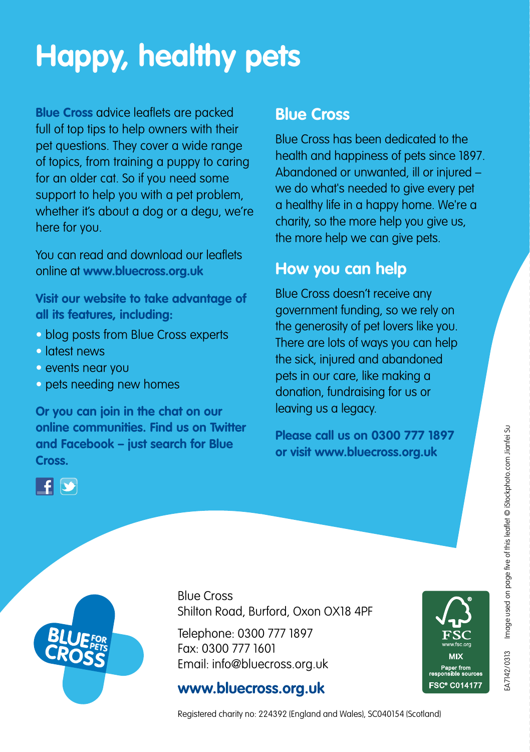# Happy, healthy pets

**Blue Cross** advice leaflets are packed full of top tips to help owners with their pet questions. They cover a wide range of topics, from training a puppy to caring for an older cat. So if you need some support to help you with a pet problem, whether it's about a dog or a degu, we're here for you.

You can read and download our leaflets online at **www.bluecross.org.uk**

**Visit our website to take advantage of all its features, including:**

- blog posts from Blue Cross experts
- latest news
- events near you
- pets needing new homes

**Or you can join in the chat on our online communities. Find us on Twitter and Facebook – just search for Blue Cross.**

## Blue Cross

Blue Cross has been dedicated to the health and happiness of pets since 1897. Abandoned or unwanted, ill or injured – we do what's needed to give every pet a healthy life in a happy home. We're a charity, so the more help you give us, the more help we can give pets.

## How you can help

Blue Cross doesn't receive any government funding, so we rely on the generosity of pet lovers like you. There are lots of ways you can help the sick, injured and abandoned pets in our care, like making a donation, fundraising for us or leaving us a legacy.

**Please call us on 0300 777 1897 or visit www.bluecross.org.uk**

Blue Cross
Shilton Road, Burford, Oxon OX18 4PF

Telephone: 0300 777 1897
Fax: 0300 777 1601
Email: info@bluecross.org.uk

**www.bluecross.org.uk**

FSC www.fsc.org MIX Paper from responsible sources FSC® C014177

Registered charity no: 224392 (England and Wales), SC040154 (Scotland)

EA7142/0313 Image used on page five of this leaflet © iStockphoto.com Jianfei Su